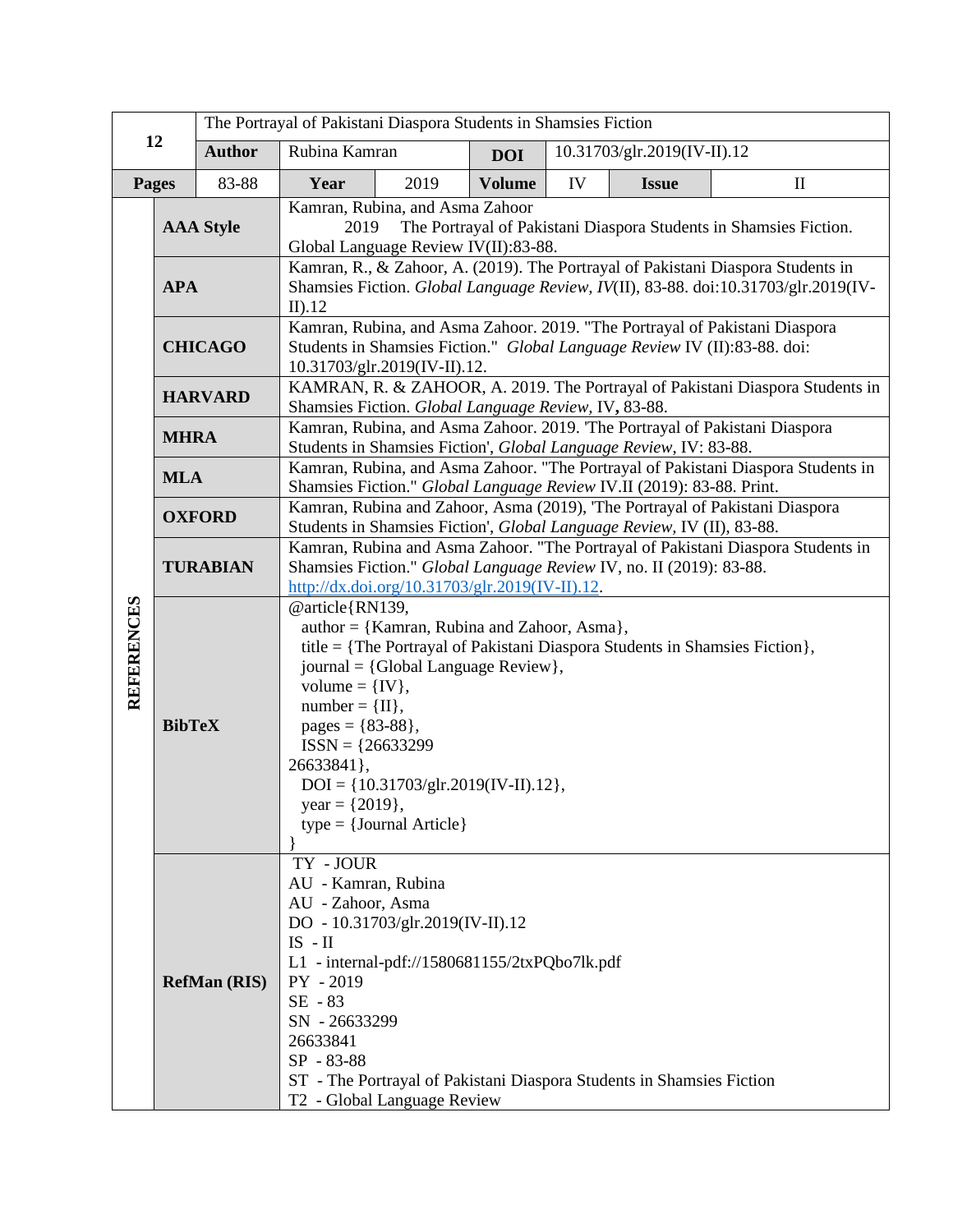| 12 | | The Portrayal of Pakistani Diaspora Students in Shamsies Fiction | | | | | |
|---|---|---|---|---|---|---|---|
| | | **Author** | Rubina Kamran | | **DOI** | 10.31703/glr.2019(IV-II).12 | |
| **Pages** | 83-88 | **Year** | 2019 | **Volume** | IV | **Issue** | II |

| **REFERENCES** | |
|---|---|
| **AAA Style** | Kamran, Rubina, and Asma Zahoor 2019 The Portrayal of Pakistani Diaspora Students in Shamsies Fiction. Global Language Review IV(II):83-88. |
| **APA** | Kamran, R., & Zahoor, A. (2019). The Portrayal of Pakistani Diaspora Students in Shamsies Fiction. *Global Language Review, IV*(II), 83-88. doi:10.31703/glr.2019(IV-II).12 |
| **CHICAGO** | Kamran, Rubina, and Asma Zahoor. 2019. "The Portrayal of Pakistani Diaspora Students in Shamsies Fiction." *Global Language Review* IV (II):83-88. doi: 10.31703/glr.2019(IV-II).12. |
| **HARVARD** | KAMRAN, R. & ZAHOOR, A. 2019. The Portrayal of Pakistani Diaspora Students in Shamsies Fiction. *Global Language Review,* IV**,** 83-88. |
| **MHRA** | Kamran, Rubina, and Asma Zahoor. 2019. 'The Portrayal of Pakistani Diaspora Students in Shamsies Fiction', *Global Language Review*, IV: 83-88. |
| **MLA** | Kamran, Rubina, and Asma Zahoor. "The Portrayal of Pakistani Diaspora Students in Shamsies Fiction." *Global Language Review* IV.II (2019): 83-88. Print. |
| **OXFORD** | Kamran, Rubina and Zahoor, Asma (2019), 'The Portrayal of Pakistani Diaspora Students in Shamsies Fiction', *Global Language Review,* IV (II), 83-88. |
| **TURABIAN** | Kamran, Rubina and Asma Zahoor. "The Portrayal of Pakistani Diaspora Students in Shamsies Fiction." *Global Language Review* IV, no. II (2019): 83-88. http://dx.doi.org/10.31703/glr.2019(IV-II).12. |
| **BibTeX** | @article{RN139,<br>author = {Kamran, Rubina and Zahoor, Asma},<br>title = {The Portrayal of Pakistani Diaspora Students in Shamsies Fiction},<br>journal = {Global Language Review},<br>volume = {IV},<br>number = {II},<br>pages = {83-88},<br>ISSN = {26633299<br>26633841},<br>DOI = {10.31703/glr.2019(IV-II).12},<br>year = {2019},<br>type = {Journal Article}<br>} |
| **RefMan (RIS)** | TY - JOUR<br>AU - Kamran, Rubina<br>AU - Zahoor, Asma<br>DO - 10.31703/glr.2019(IV-II).12<br>IS - II<br>L1 - internal-pdf://1580681155/2txPQbo7lk.pdf<br>PY - 2019<br>SE - 83<br>SN - 26633299<br>26633841<br>SP - 83-88<br>ST - The Portrayal of Pakistani Diaspora Students in Shamsies Fiction<br>T2 - Global Language Review |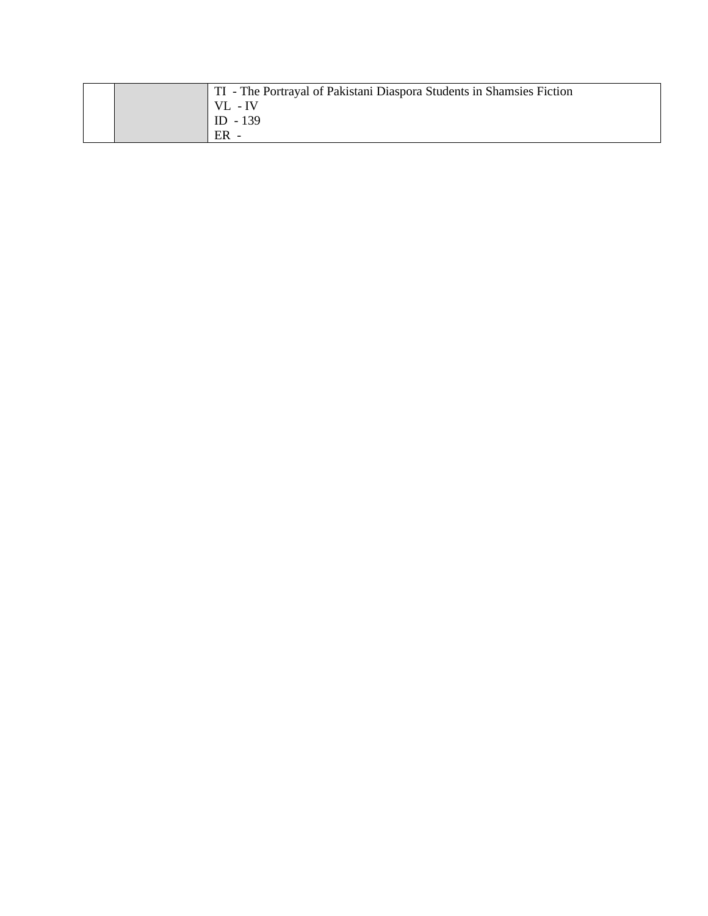| | | |
|---|---|---|
| | | TI - The Portrayal of Pakistani Diaspora Students in Shamsies Fiction<br>VL - IV<br>ID - 139<br>ER - |